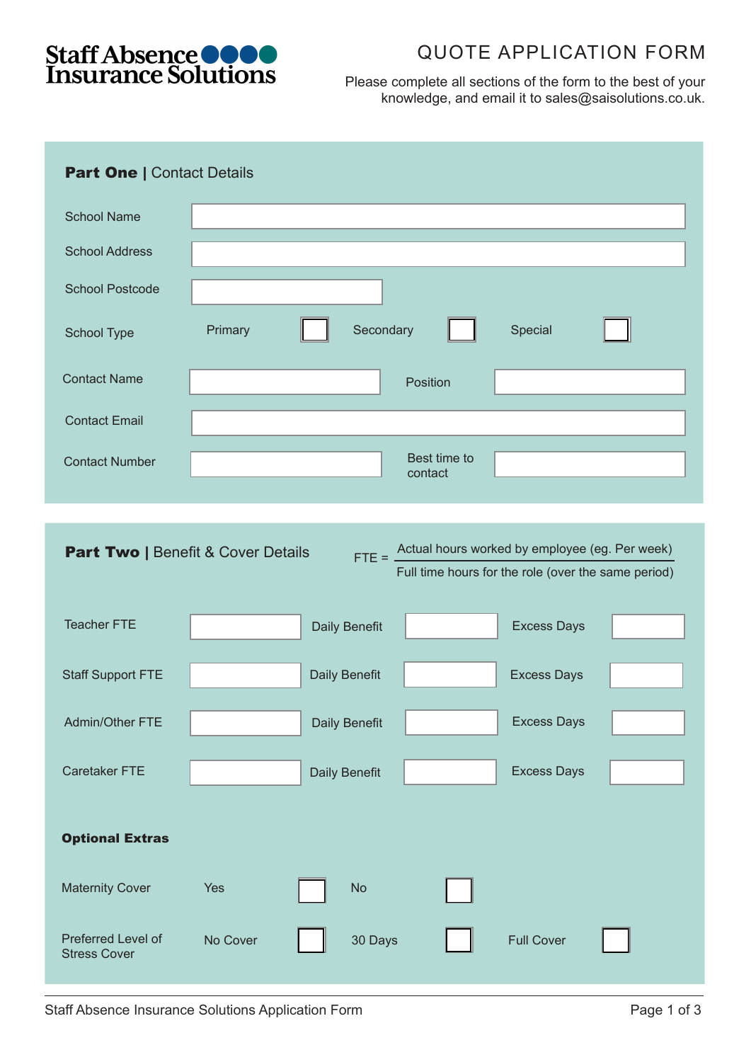Staff Absence Insurance Solutions

# QUOTE APPLICATION FORM

Please complete all sections of the form to the best of your knowledge, and email it to sales@saisolutions.co.uk.

## **Part One** | Contact Details

| | | | | | |
|---|---|---|---|---|---|
| School Name | | | | | |
| School Address | | | | | |
| School Postcode | | | | | |
| School Type | Primary ☐ | | Secondary ☐ | | Special ☐ |
| Contact Name | | | Position | | |
| Contact Email | | | | | |
| Contact Number | | | Best time to contact | | |

## **Part Two** | Benefit & Cover Details

$$\text{FTE} = \frac{\text{Actual hours worked by employee (eg. Per week)}}{\text{Full time hours for the role (over the same period)}}$$

| | | | | | |
|---|---|---|---|---|---|
| Teacher FTE | | Daily Benefit | | Excess Days | |
| Staff Support FTE | | Daily Benefit | | Excess Days | |
| Admin/Other FTE | | Daily Benefit | | Excess Days | |
| Caretaker FTE | | Daily Benefit | | Excess Days | |

### **Optional Extras**

| | | | |
|---|---|---|---|
| Maternity Cover | Yes ☐ | No ☐ | |
| Preferred Level of Stress Cover | No Cover ☐ | 30 Days ☐ | Full Cover ☐ |

Staff Absence Insurance Solutions Application Form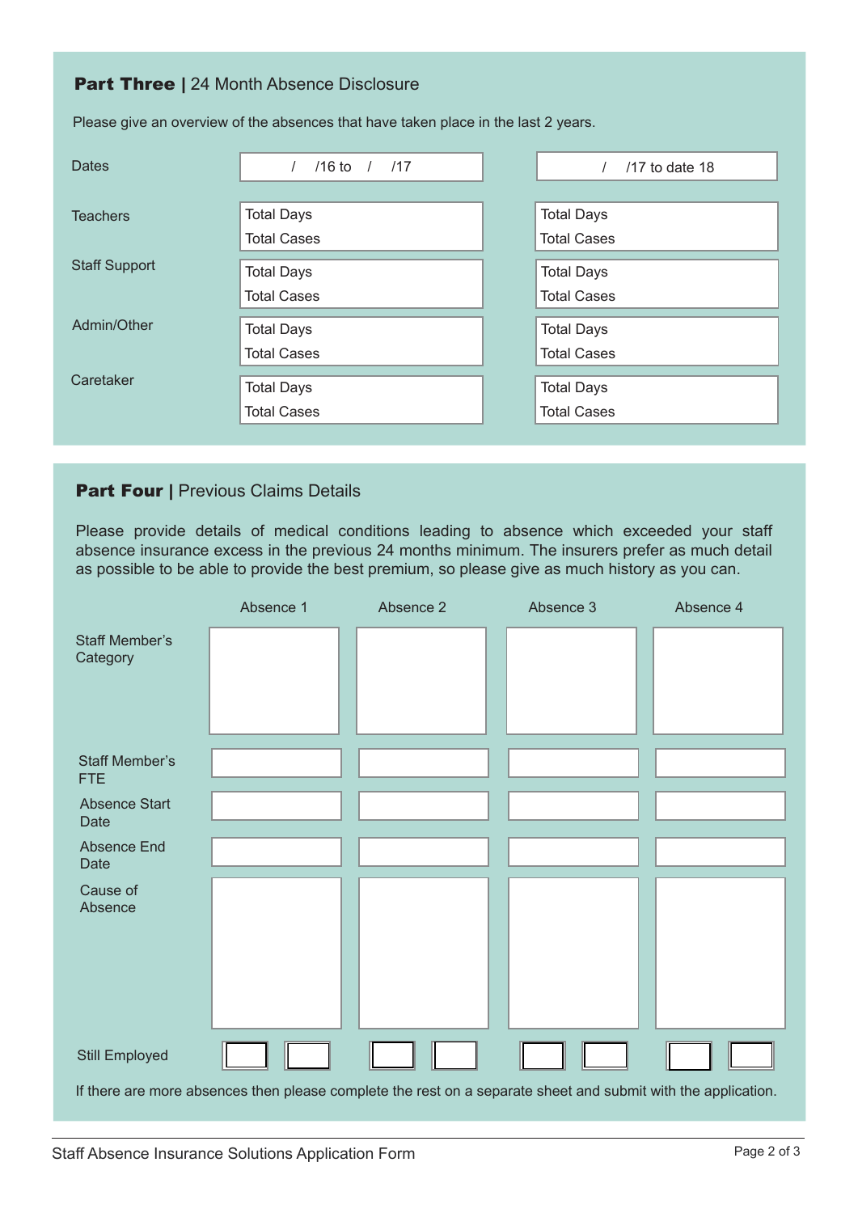## **Part Three** | 24 Month Absence Disclosure

Please give an overview of the absences that have taken place in the last 2 years.

| Dates | / /16 to / /17 | / /17 to date 18 |
|---|---|---|
| Teachers | Total Days<br>Total Cases | Total Days<br>Total Cases |
| Staff Support | Total Days<br>Total Cases | Total Days<br>Total Cases |
| Admin/Other | Total Days<br>Total Cases | Total Days<br>Total Cases |
| Caretaker | Total Days<br>Total Cases | Total Days<br>Total Cases |

## **Part Four** | Previous Claims Details

Please provide details of medical conditions leading to absence which exceeded your staff absence insurance excess in the previous 24 months minimum. The insurers prefer as much detail as possible to be able to provide the best premium, so please give as much history as you can.

| | Absence 1 | Absence 2 | Absence 3 | Absence 4 |
|---|---|---|---|---|
| Staff Member's Category | | | | |
| Staff Member's FTE | | | | |
| Absence Start Date | | | | |
| Absence End Date | | | | |
| Cause of Absence | | | | |
| Still Employed | ☐ ☐ | ☐ ☐ | ☐ ☐ | ☐ ☐ |

If there are more absences then please complete the rest on a separate sheet and submit with the application.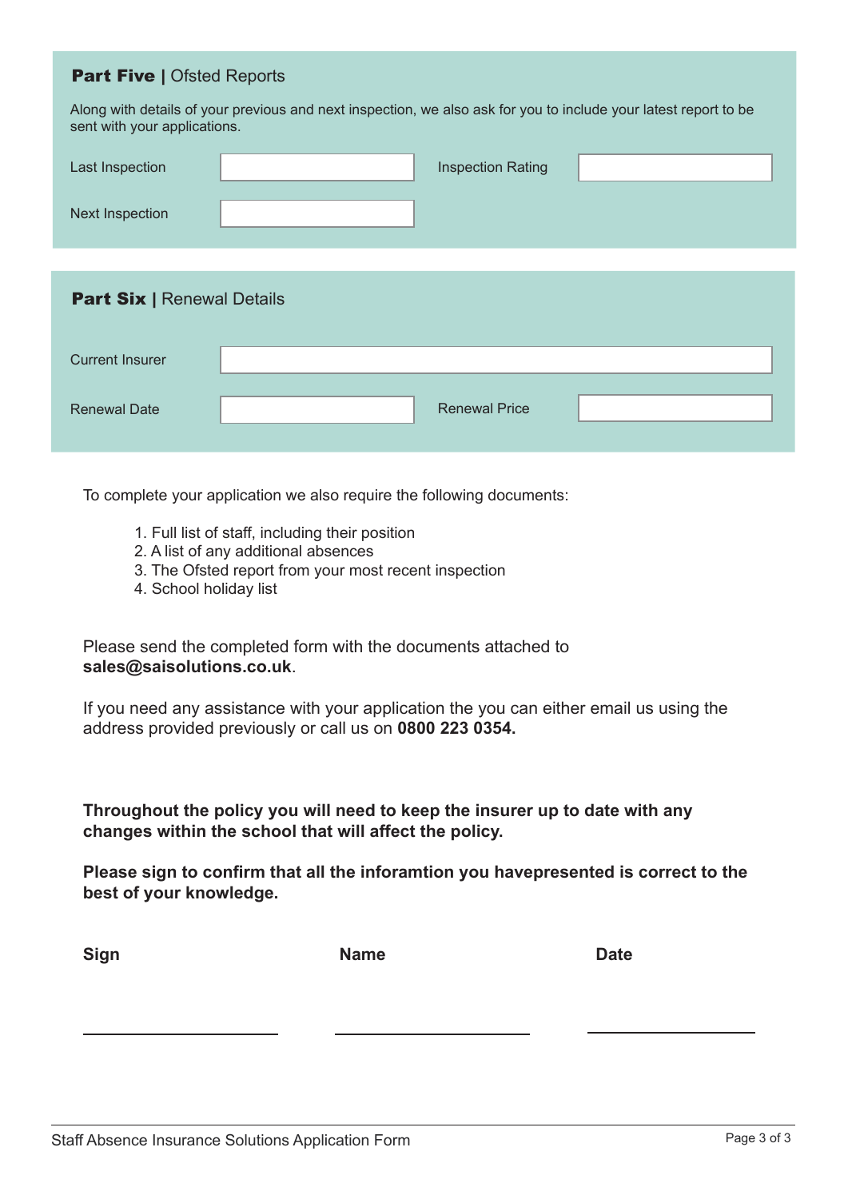## **Part Five** | Ofsted Reports

Along with details of your previous and next inspection, we also ask for you to include your latest report to be sent with your applications.

| | | | |
|---|---|---|---|
| Last Inspection | | Inspection Rating | |
| Next Inspection | | | |

## **Part Six** | Renewal Details

| | | | |
|---|---|---|---|
| Current Insurer | | | |
| Renewal Date | | Renewal Price | |

To complete your application we also require the following documents:

1. Full list of staff, including their position
2. A list of any additional absences
3. The Ofsted report from your most recent inspection
4. School holiday list

Please send the completed form with the documents attached to **sales@saisolutions.co.uk**.

If you need any assistance with your application the you can either email us using the address provided previously or call us on **0800 223 0354.**

**Throughout the policy you will need to keep the insurer up to date with any changes within the school that will affect the policy.**

**Please sign to confirm that all the inforamtion you havepresented is correct to the best of your knowledge.**

| **Sign** | **Name** | **Date** |
|---|---|---|
| ____________________ | ____________________ | ____________________ |

Staff Absence Insurance Solutions Application Form